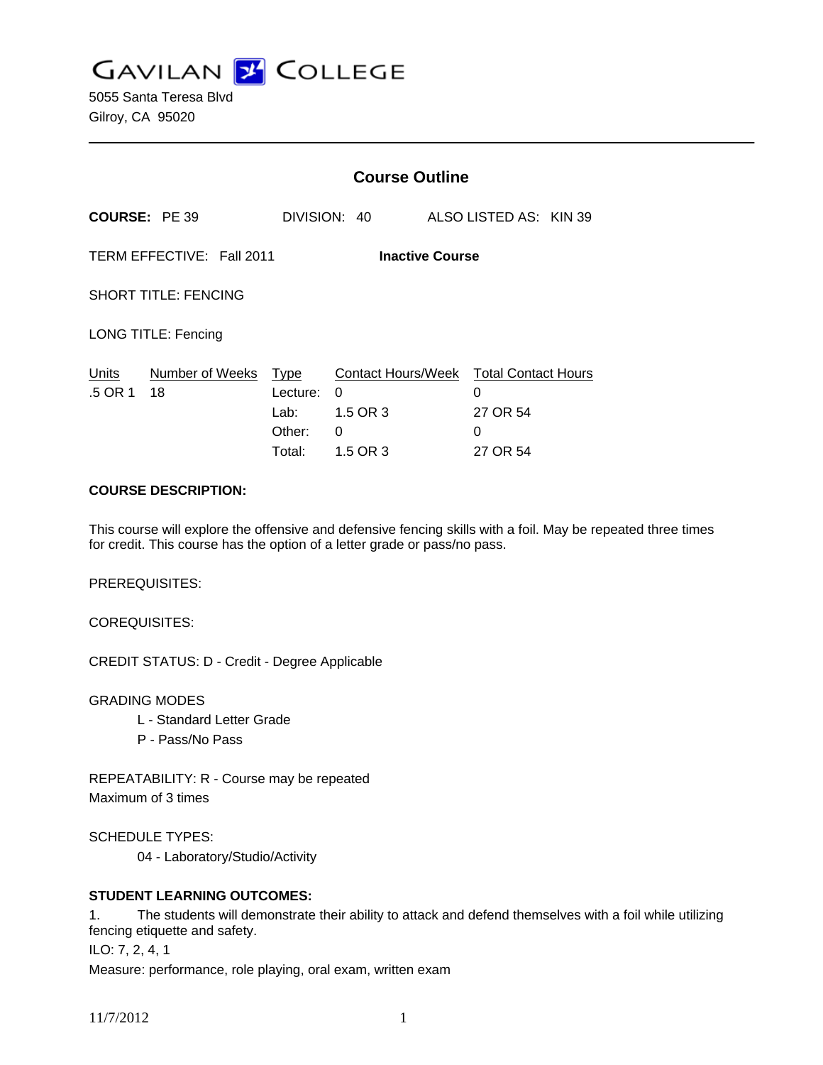# GAVILAN COLLEGE

5055 Santa Teresa Blvd
Gilroy, CA 95020

## Course Outline

**COURSE:** PE 39 DIVISION: 40 ALSO LISTED AS: KIN 39

TERM EFFECTIVE: Fall 2011 **Inactive Course**

SHORT TITLE: FENCING

LONG TITLE: Fencing

| Units | Number of Weeks | Type | Contact Hours/Week | Total Contact Hours |
|---|---|---|---|---|
| .5 OR 1 | 18 | Lecture: | 0 | 0 |
| | | Lab: | 1.5 OR 3 | 27 OR 54 |
| | | Other: | 0 | 0 |
| | | Total: | 1.5 OR 3 | 27 OR 54 |

**COURSE DESCRIPTION:**

This course will explore the offensive and defensive fencing skills with a foil. May be repeated three times for credit. This course has the option of a letter grade or pass/no pass.

PREREQUISITES:

COREQUISITES:

CREDIT STATUS: D - Credit - Degree Applicable

GRADING MODES

- L - Standard Letter Grade
- P - Pass/No Pass

REPEATABILITY: R - Course may be repeated
Maximum of 3 times

SCHEDULE TYPES:

- 04 - Laboratory/Studio/Activity

**STUDENT LEARNING OUTCOMES:**

1. The students will demonstrate their ability to attack and defend themselves with a foil while utilizing fencing etiquette and safety.

ILO: 7, 2, 4, 1

Measure: performance, role playing, oral exam, written exam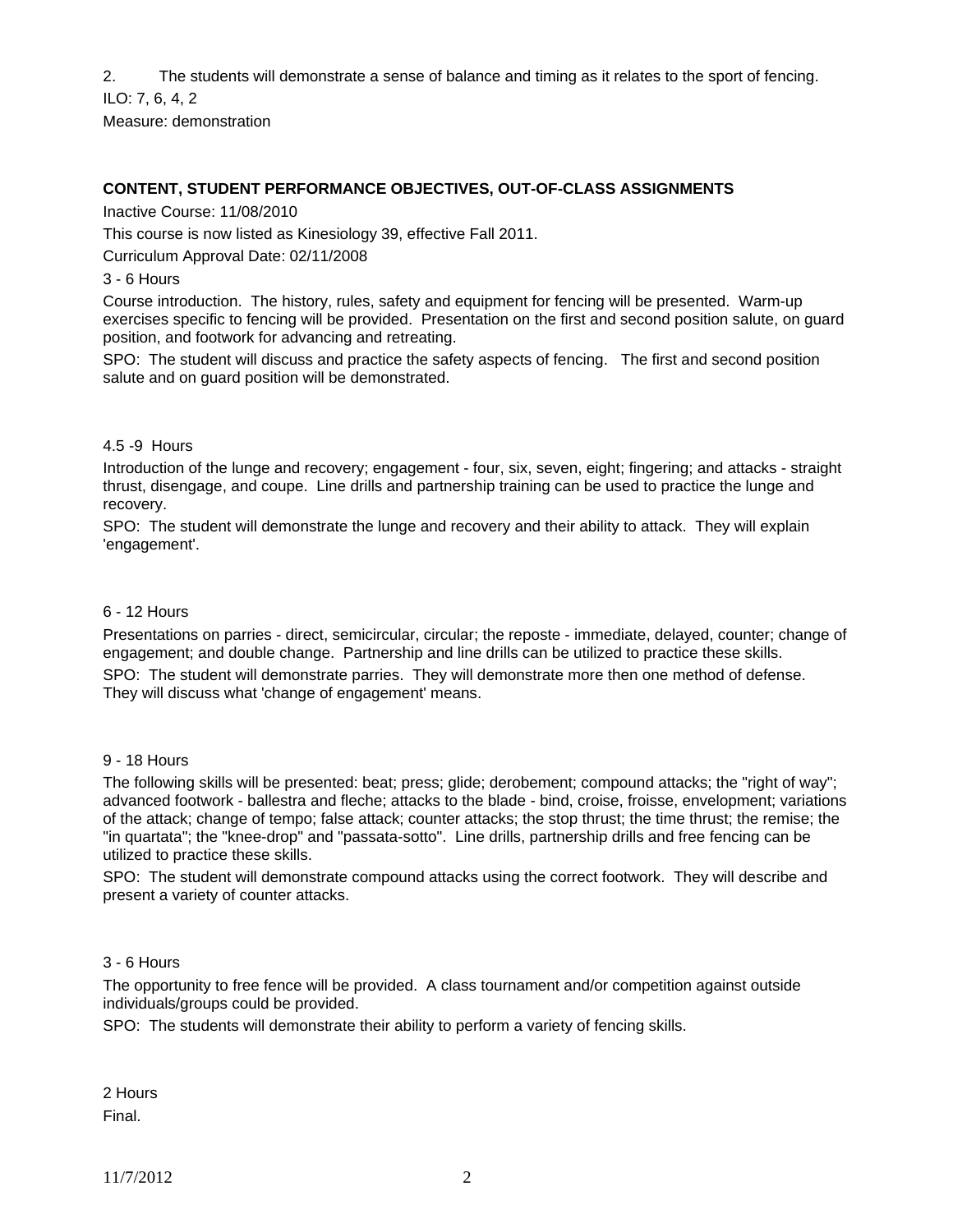2. The students will demonstrate a sense of balance and timing as it relates to the sport of fencing.

ILO: 7, 6, 4, 2

Measure: demonstration

**CONTENT, STUDENT PERFORMANCE OBJECTIVES, OUT-OF-CLASS ASSIGNMENTS**

Inactive Course: 11/08/2010

This course is now listed as Kinesiology 39, effective Fall 2011.

Curriculum Approval Date: 02/11/2008

3 - 6 Hours

Course introduction. The history, rules, safety and equipment for fencing will be presented. Warm-up exercises specific to fencing will be provided. Presentation on the first and second position salute, on guard position, and footwork for advancing and retreating.

SPO: The student will discuss and practice the safety aspects of fencing. The first and second position salute and on guard position will be demonstrated.

4.5 -9 Hours

Introduction of the lunge and recovery; engagement - four, six, seven, eight; fingering; and attacks - straight thrust, disengage, and coupe. Line drills and partnership training can be used to practice the lunge and recovery.

SPO: The student will demonstrate the lunge and recovery and their ability to attack. They will explain 'engagement'.

6 - 12 Hours

Presentations on parries - direct, semicircular, circular; the reposte - immediate, delayed, counter; change of engagement; and double change. Partnership and line drills can be utilized to practice these skills.

SPO: The student will demonstrate parries. They will demonstrate more then one method of defense. They will discuss what 'change of engagement' means.

9 - 18 Hours

The following skills will be presented: beat; press; glide; derobement; compound attacks; the "right of way"; advanced footwork - ballestra and fleche; attacks to the blade - bind, croise, froisse, envelopment; variations of the attack; change of tempo; false attack; counter attacks; the stop thrust; the time thrust; the remise; the "in quartata"; the "knee-drop" and "passata-sotto". Line drills, partnership drills and free fencing can be utilized to practice these skills.

SPO: The student will demonstrate compound attacks using the correct footwork. They will describe and present a variety of counter attacks.

3 - 6 Hours

The opportunity to free fence will be provided. A class tournament and/or competition against outside individuals/groups could be provided.

SPO: The students will demonstrate their ability to perform a variety of fencing skills.

2 Hours

Final.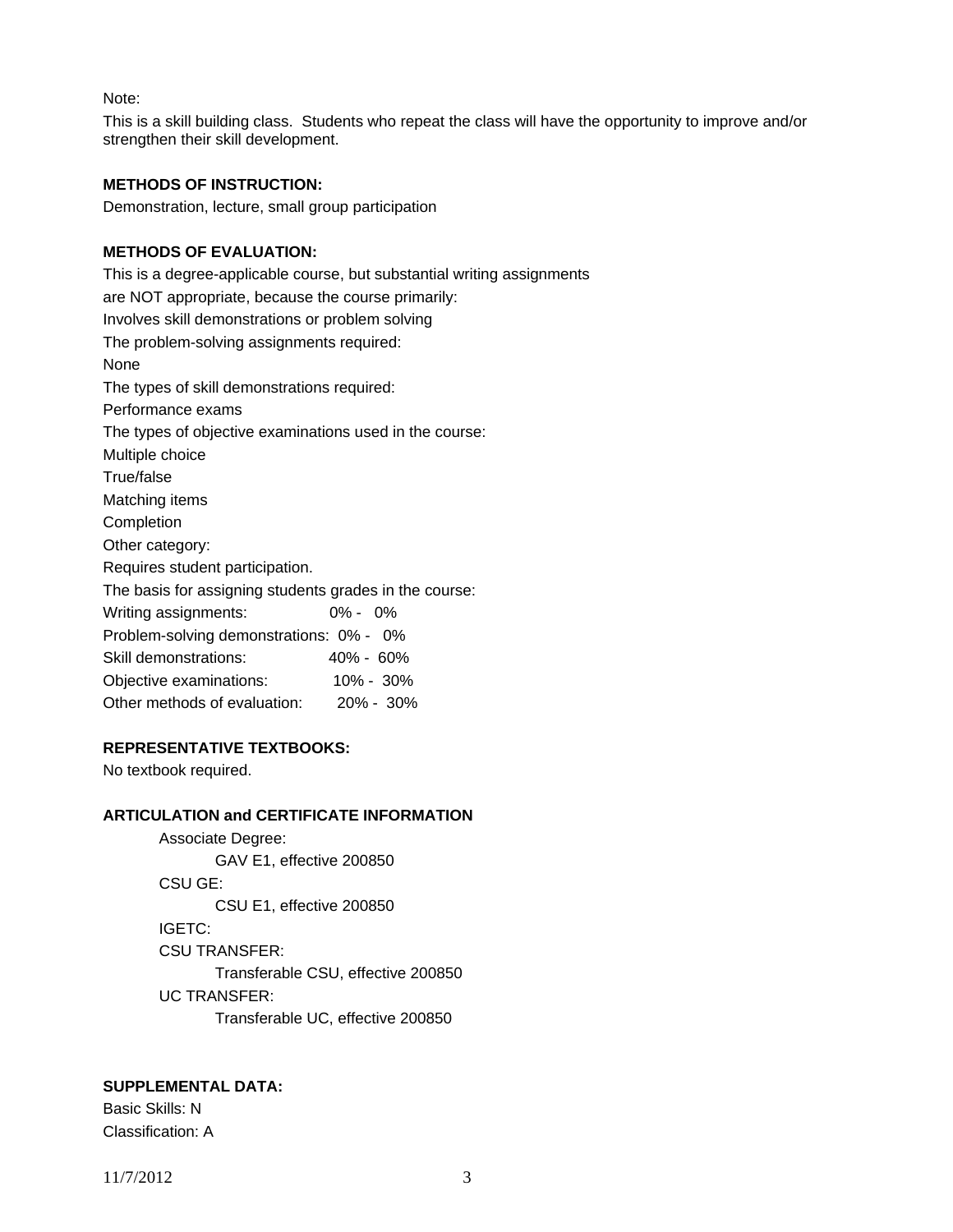Note:

This is a skill building class. Students who repeat the class will have the opportunity to improve and/or strengthen their skill development.

**METHODS OF INSTRUCTION:**

Demonstration, lecture, small group participation

**METHODS OF EVALUATION:**

This is a degree-applicable course, but substantial writing assignments are NOT appropriate, because the course primarily:

Involves skill demonstrations or problem solving

The problem-solving assignments required:

None

The types of skill demonstrations required:

Performance exams

The types of objective examinations used in the course:

Multiple choice

True/false

Matching items

Completion

Other category:

Requires student participation.

The basis for assigning students grades in the course:

| | |
|---|---|
| Writing assignments: | 0% - 0% |
| Problem-solving demonstrations: | 0% - 0% |
| Skill demonstrations: | 40% - 60% |
| Objective examinations: | 10% - 30% |
| Other methods of evaluation: | 20% - 30% |

**REPRESENTATIVE TEXTBOOKS:**

No textbook required.

**ARTICULATION and CERTIFICATE INFORMATION**

Associate Degree:

GAV E1, effective 200850

CSU GE:

CSU E1, effective 200850

IGETC:

CSU TRANSFER:

Transferable CSU, effective 200850

UC TRANSFER:

Transferable UC, effective 200850

**SUPPLEMENTAL DATA:**

Basic Skills: N

Classification: A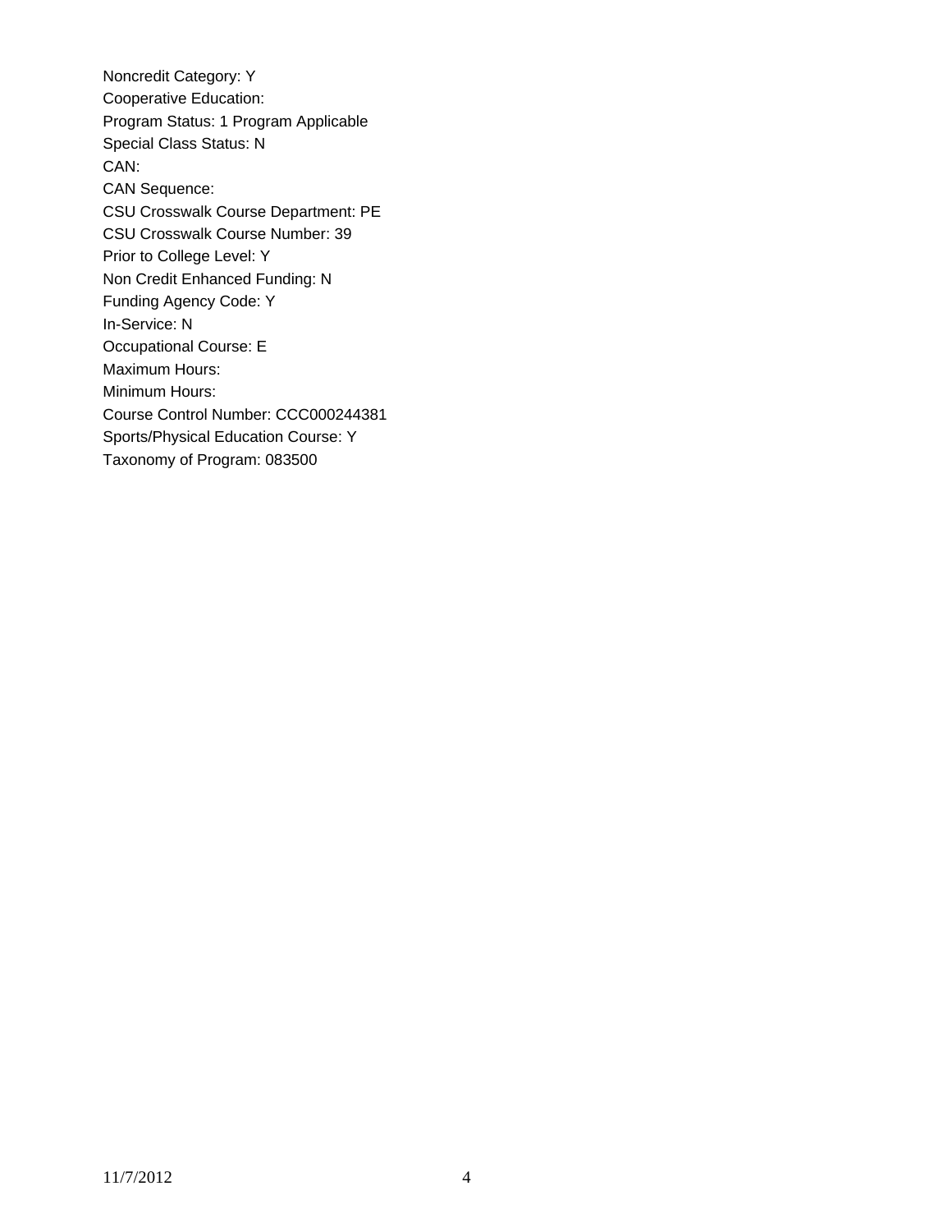Noncredit Category: Y
Cooperative Education:
Program Status: 1 Program Applicable
Special Class Status: N
CAN:
CAN Sequence:
CSU Crosswalk Course Department: PE
CSU Crosswalk Course Number: 39
Prior to College Level: Y
Non Credit Enhanced Funding: N
Funding Agency Code: Y
In-Service: N
Occupational Course: E
Maximum Hours:
Minimum Hours:
Course Control Number: CCC000244381
Sports/Physical Education Course: Y
Taxonomy of Program: 083500